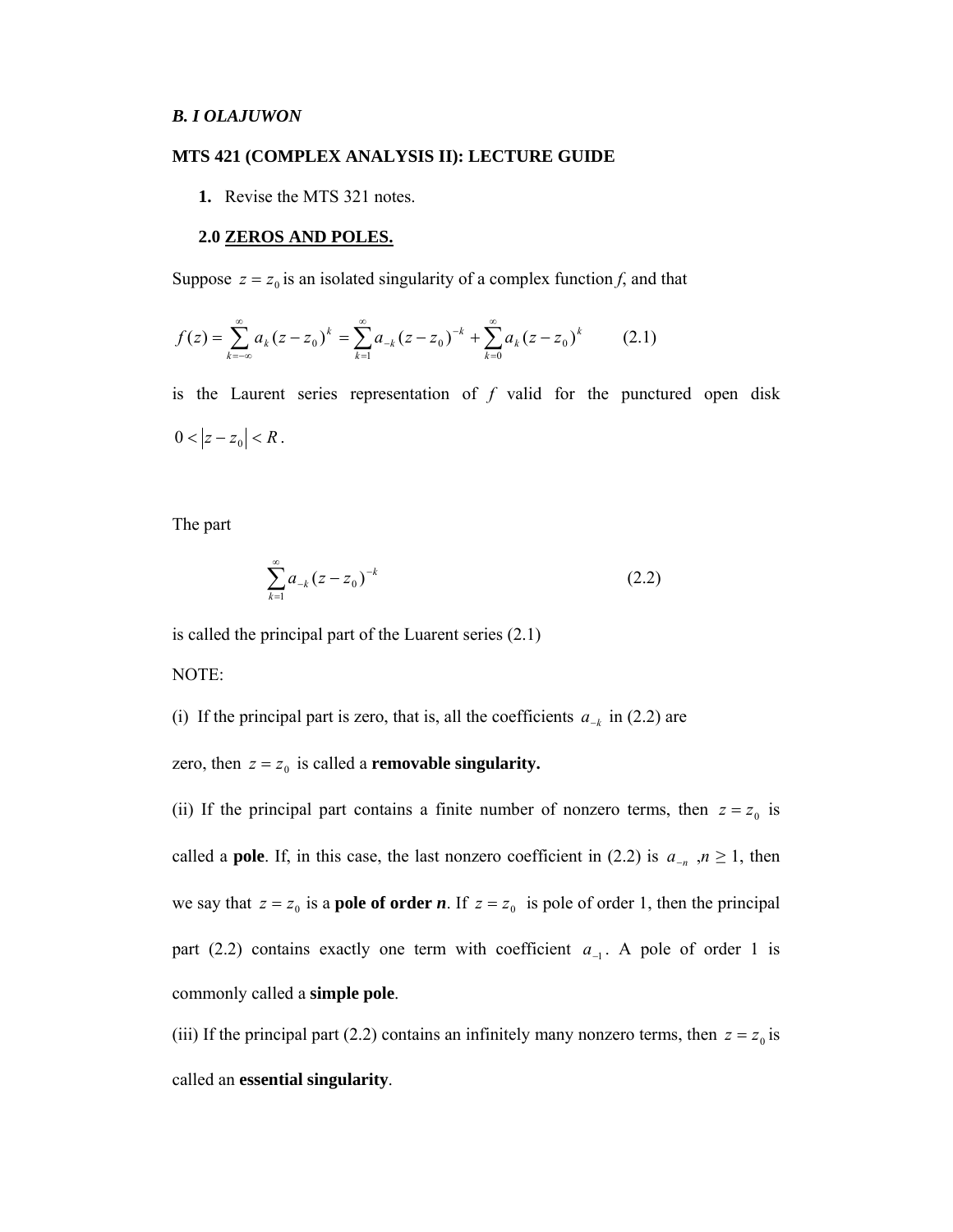***B. I OLAJUWON***

**MTS 421 (COMPLEX ANALYSIS II): LECTURE GUIDE**

1. Revise the MTS 321 notes.

## 2.0 ZEROS AND POLES.

Suppose $z = z_0$ is an isolated singularity of a complex function *f*, and that

$$f(z) = \sum_{k=-\infty}^{\infty} a_k (z - z_0)^k = \sum_{k=1}^{\infty} a_{-k} (z - z_0)^{-k} + \sum_{k=0}^{\infty} a_k (z - z_0)^k \qquad (2.1)$$

is the Laurent series representation of *f* valid for the punctured open disk $0 < |z - z_0| < R$.

The part

$$\sum_{k=1}^{\infty} a_{-k} (z - z_0)^{-k} \qquad (2.2)$$

is called the principal part of the Luarent series (2.1)

NOTE:

(i) If the principal part is zero, that is, all the coefficients $a_{-k}$ in (2.2) are zero, then $z = z_0$ is called a **removable singularity.**

(ii) If the principal part contains a finite number of nonzero terms, then $z = z_0$ is called a **pole**. If, in this case, the last nonzero coefficient in (2.2) is $a_{-n}$ ,$n \geq 1$, then we say that $z = z_0$ is a **pole of order *n***. If $z = z_0$ is pole of order 1, then the principal part (2.2) contains exactly one term with coefficient $a_{-1}$. A pole of order 1 is commonly called a **simple pole**.

(iii) If the principal part (2.2) contains an infinitely many nonzero terms, then $z = z_0$ is called an **essential singularity**.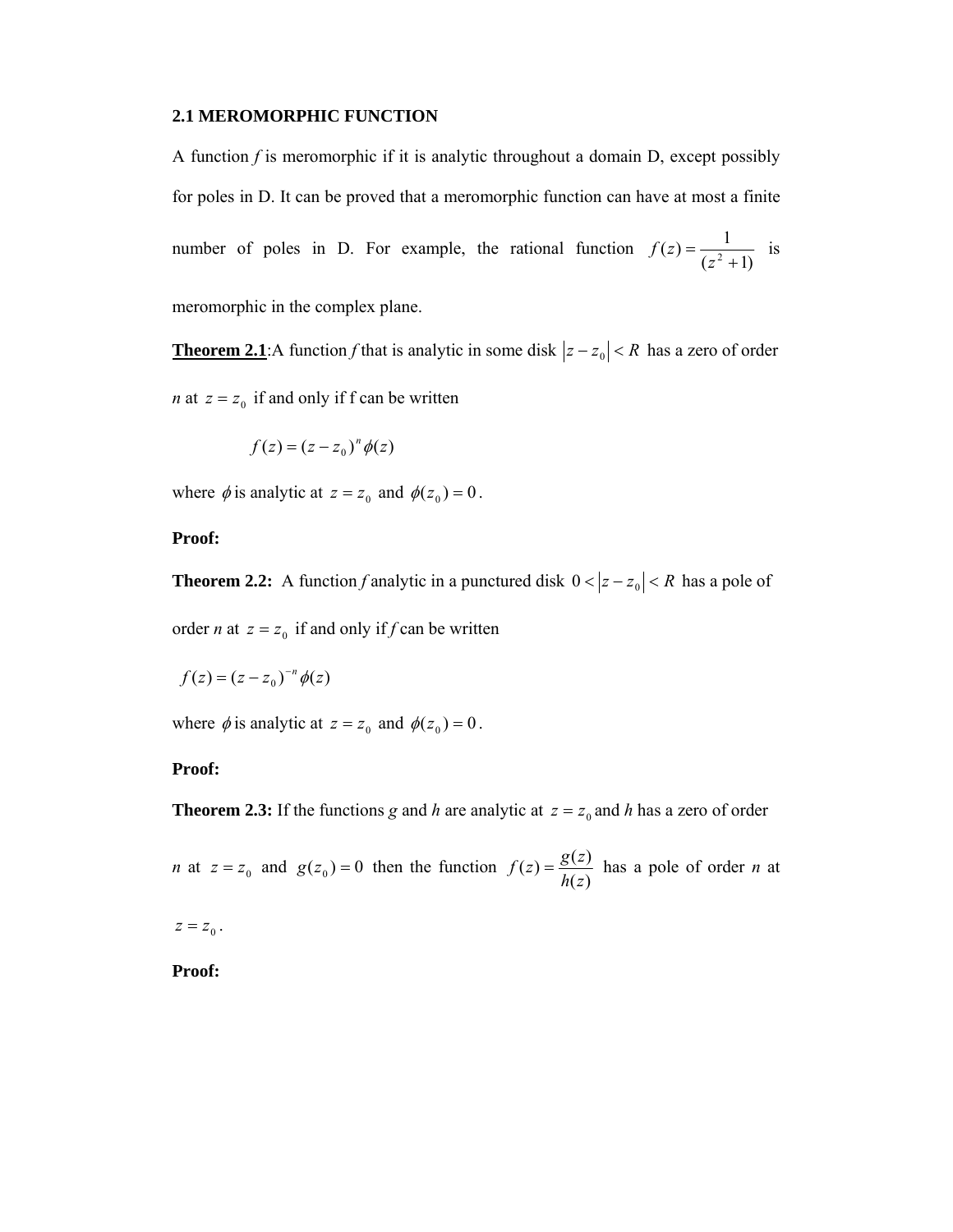### 2.1 MEROMORPHIC FUNCTION

A function $f$ is meromorphic if it is analytic throughout a domain D, except possibly for poles in D. It can be proved that a meromorphic function can have at most a finite number of poles in D. For example, the rational function $f(z) = \dfrac{1}{(z^2+1)}$ is meromorphic in the complex plane.

**Theorem 2.1**:A function $f$ that is analytic in some disk $|z - z_0| < R$ has a zero of order $n$ at $z = z_0$ if and only if f can be written

$$f(z) = (z - z_0)^n \phi(z)$$

where $\phi$ is analytic at $z = z_0$ and $\phi(z_0) = 0$.

**Proof:**

**Theorem 2.2:** A function $f$ analytic in a punctured disk $0 < |z - z_0| < R$ has a pole of order $n$ at $z = z_0$ if and only if $f$ can be written

$$f(z) = (z - z_0)^{-n} \phi(z)$$

where $\phi$ is analytic at $z = z_0$ and $\phi(z_0) = 0$.

**Proof:**

**Theorem 2.3:** If the functions $g$ and $h$ are analytic at $z = z_0$ and $h$ has a zero of order $n$ at $z = z_0$ and $g(z_0) = 0$ then the function $f(z) = \dfrac{g(z)}{h(z)}$ has a pole of order $n$ at $z = z_0$.

**Proof:**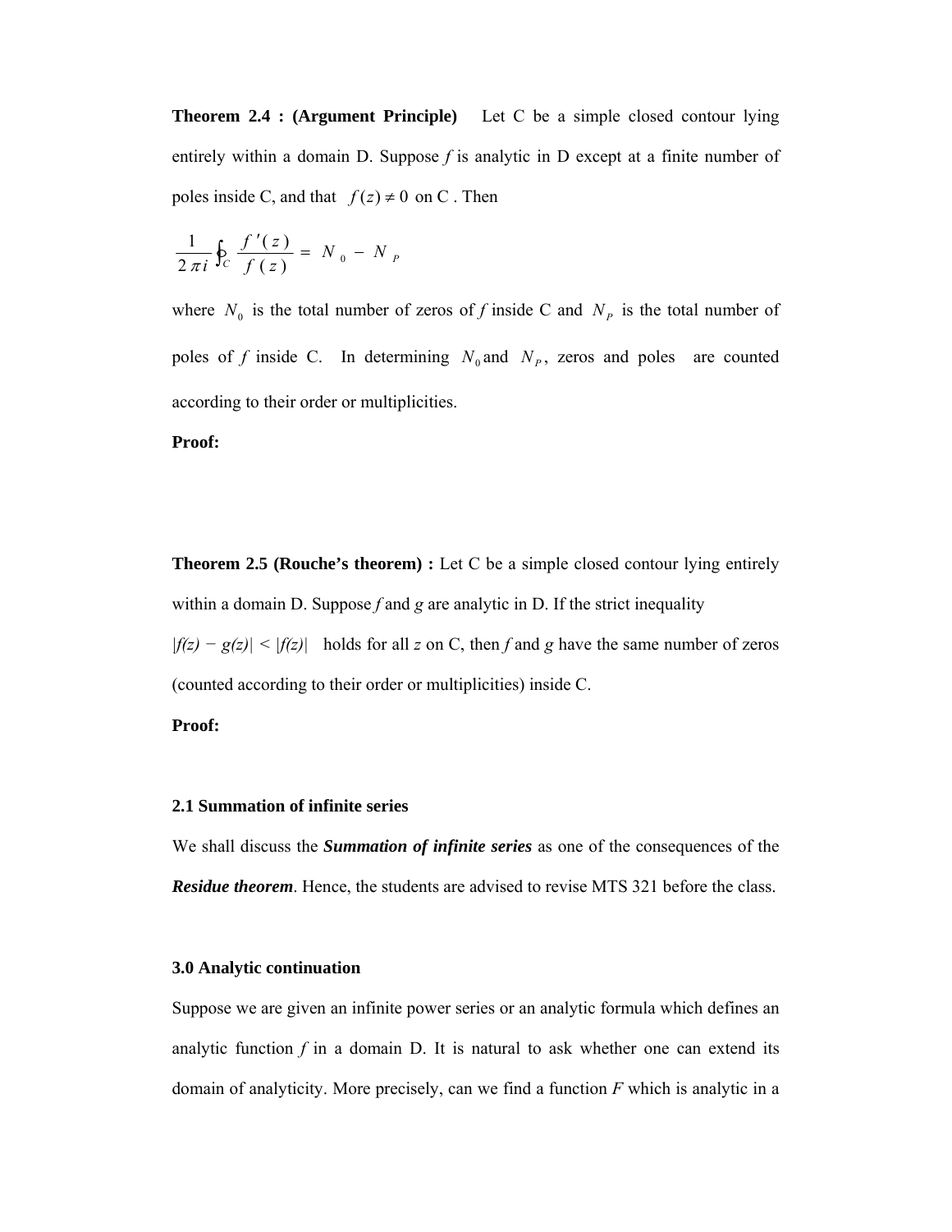**Theorem 2.4 : (Argument Principle)** Let C be a simple closed contour lying entirely within a domain D. Suppose *f* is analytic in D except at a finite number of poles inside C, and that $f(z) \neq 0$ on C . Then

$$\frac{1}{2\pi i}\oint_C \frac{f'(z)}{f(z)} = N_0 - N_P$$

where $N_0$ is the total number of zeros of *f* inside C and $N_P$ is the total number of poles of *f* inside C. In determining $N_0$ and $N_P$, zeros and poles are counted according to their order or multiplicities.

**Proof:**

**Theorem 2.5 (Rouche's theorem) :** Let C be a simple closed contour lying entirely within a domain D. Suppose *f* and *g* are analytic in D. If the strict inequality $|f(z) - g(z)| < |f(z)|$ holds for all *z* on C, then *f* and *g* have the same number of zeros (counted according to their order or multiplicities) inside C.

**Proof:**

### 2.1 Summation of infinite series

We shall discuss the ***Summation of infinite series*** as one of the consequences of the ***Residue theorem***. Hence, the students are advised to revise MTS 321 before the class.

### 3.0 Analytic continuation

Suppose we are given an infinite power series or an analytic formula which defines an analytic function *f* in a domain D. It is natural to ask whether one can extend its domain of analyticity. More precisely, can we find a function *F* which is analytic in a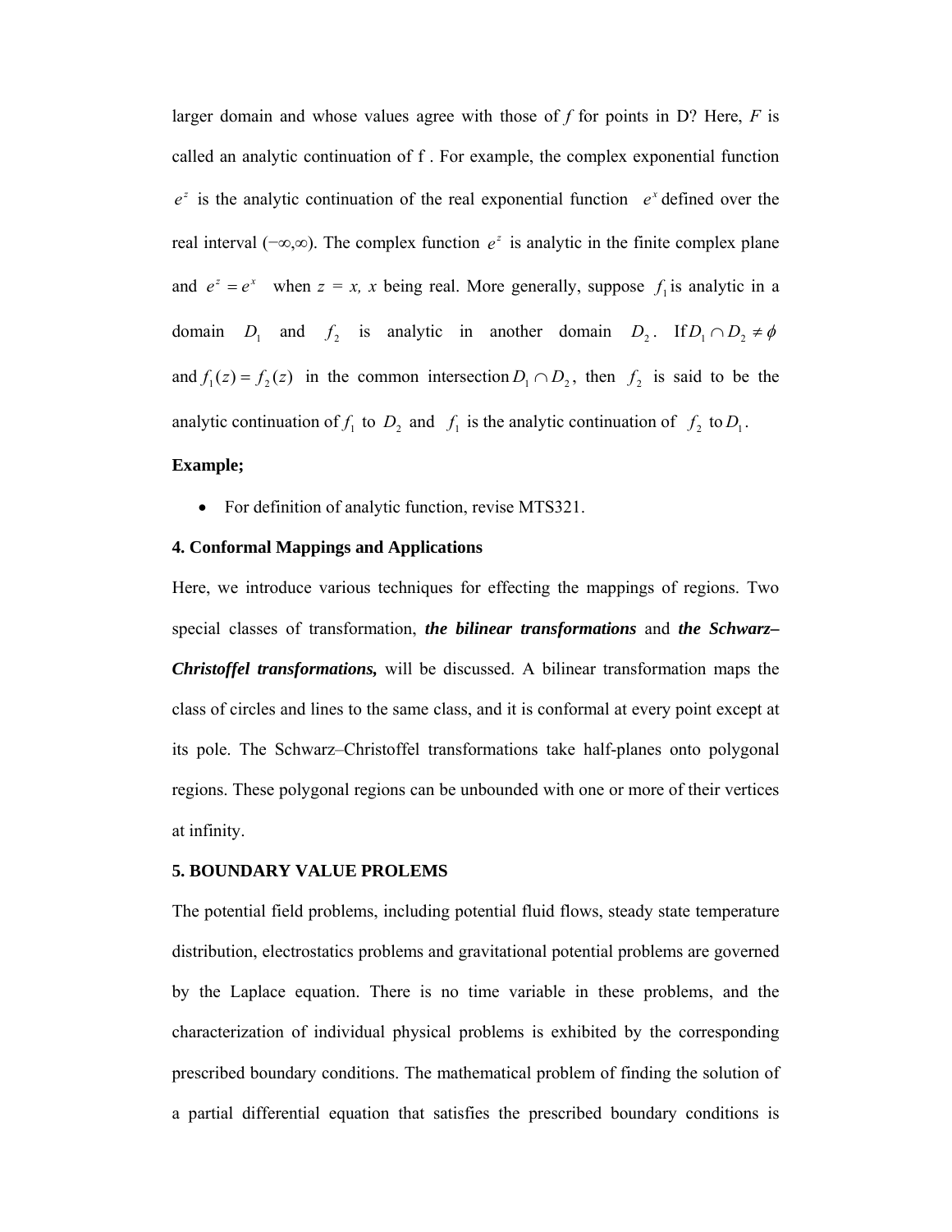larger domain and whose values agree with those of *f* for points in D? Here, *F* is called an analytic continuation of f . For example, the complex exponential function $e^z$ is the analytic continuation of the real exponential function $e^x$ defined over the real interval $(-\infty,\infty)$. The complex function $e^z$ is analytic in the finite complex plane and $e^z = e^x$ when *z = x, x* being real. More generally, suppose $f_1$ is analytic in a domain $D_1$ and $f_2$ is analytic in another domain $D_2$. If $D_1 \cap D_2 \neq \phi$ and $f_1(z) = f_2(z)$ in the common intersection $D_1 \cap D_2$, then $f_2$ is said to be the analytic continuation of $f_1$ to $D_2$ and $f_1$ is the analytic continuation of $f_2$ to $D_1$.

**Example;**

- For definition of analytic function, revise MTS321.

**4. Conformal Mappings and Applications**

Here, we introduce various techniques for effecting the mappings of regions. Two special classes of transformation, ***the bilinear transformations*** and ***the Schwarz–Christoffel transformations,*** will be discussed. A bilinear transformation maps the class of circles and lines to the same class, and it is conformal at every point except at its pole. The Schwarz–Christoffel transformations take half-planes onto polygonal regions. These polygonal regions can be unbounded with one or more of their vertices at infinity.

**5. BOUNDARY VALUE PROLEMS**

The potential field problems, including potential fluid flows, steady state temperature distribution, electrostatics problems and gravitational potential problems are governed by the Laplace equation. There is no time variable in these problems, and the characterization of individual physical problems is exhibited by the corresponding prescribed boundary conditions. The mathematical problem of finding the solution of a partial differential equation that satisfies the prescribed boundary conditions is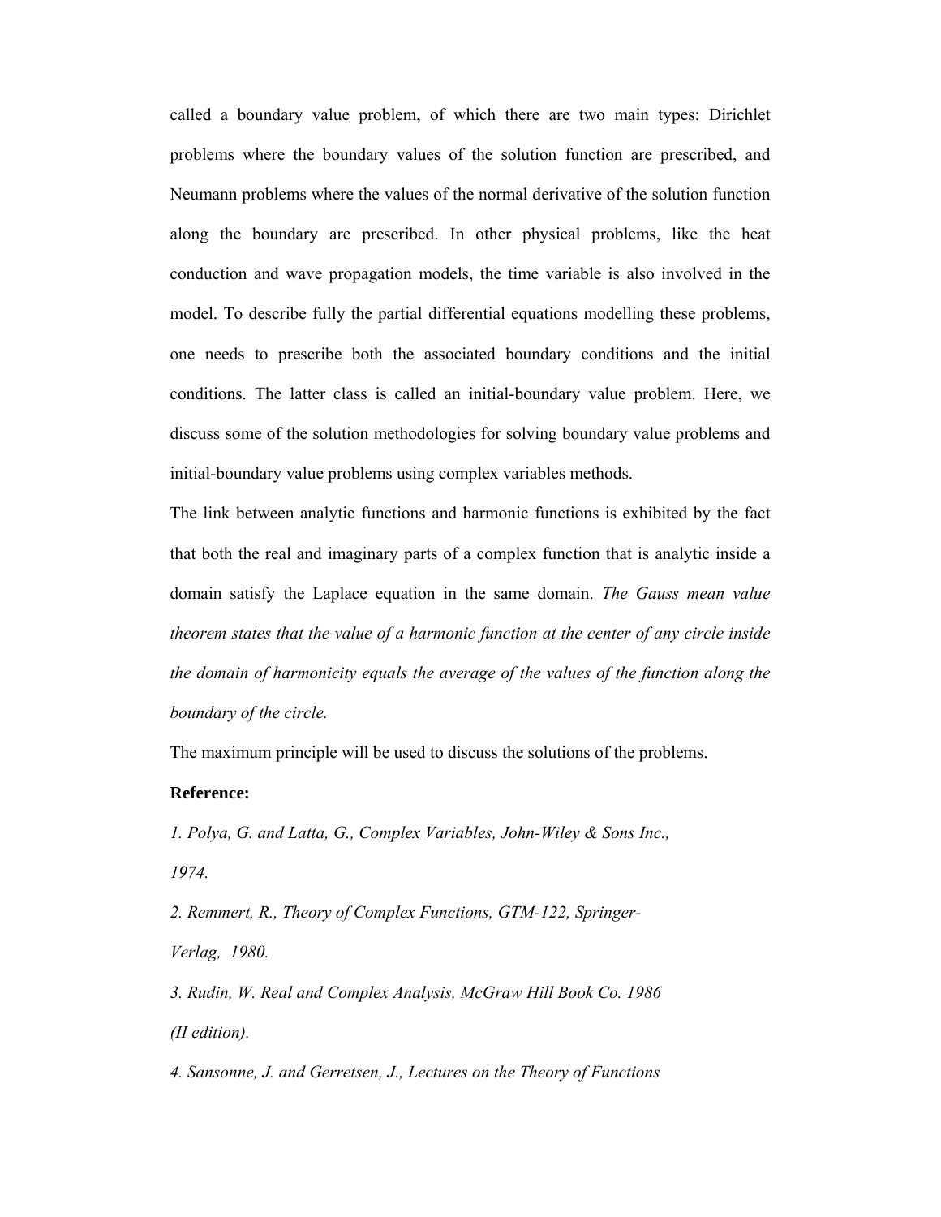called a boundary value problem, of which there are two main types: Dirichlet problems where the boundary values of the solution function are prescribed, and Neumann problems where the values of the normal derivative of the solution function along the boundary are prescribed. In other physical problems, like the heat conduction and wave propagation models, the time variable is also involved in the model. To describe fully the partial differential equations modelling these problems, one needs to prescribe both the associated boundary conditions and the initial conditions. The latter class is called an initial-boundary value problem. Here, we discuss some of the solution methodologies for solving boundary value problems and initial-boundary value problems using complex variables methods.

The link between analytic functions and harmonic functions is exhibited by the fact that both the real and imaginary parts of a complex function that is analytic inside a domain satisfy the Laplace equation in the same domain. *The Gauss mean value theorem states that the value of a harmonic function at the center of any circle inside the domain of harmonicity equals the average of the values of the function along the boundary of the circle.*

The maximum principle will be used to discuss the solutions of the problems.

**Reference:**

*1. Polya, G. and Latta, G., Complex Variables, John-Wiley & Sons Inc., 1974.*

*2. Remmert, R., Theory of Complex Functions, GTM-122, Springer-Verlag, 1980.*

*3. Rudin, W. Real and Complex Analysis, McGraw Hill Book Co. 1986 (II edition).*

*4. Sansonne, J. and Gerretsen, J., Lectures on the Theory of Functions*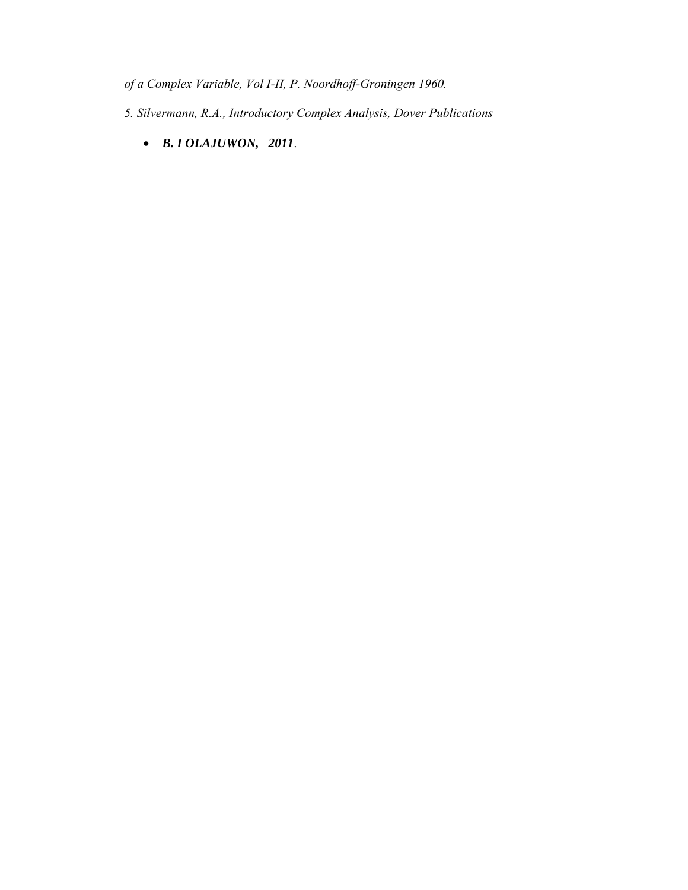*of a Complex Variable, Vol I-II, P. Noordhoff-Groningen 1960.*

*5. Silvermann, R.A., Introductory Complex Analysis, Dover Publications*

- ***B. I OLAJUWON, 2011***.